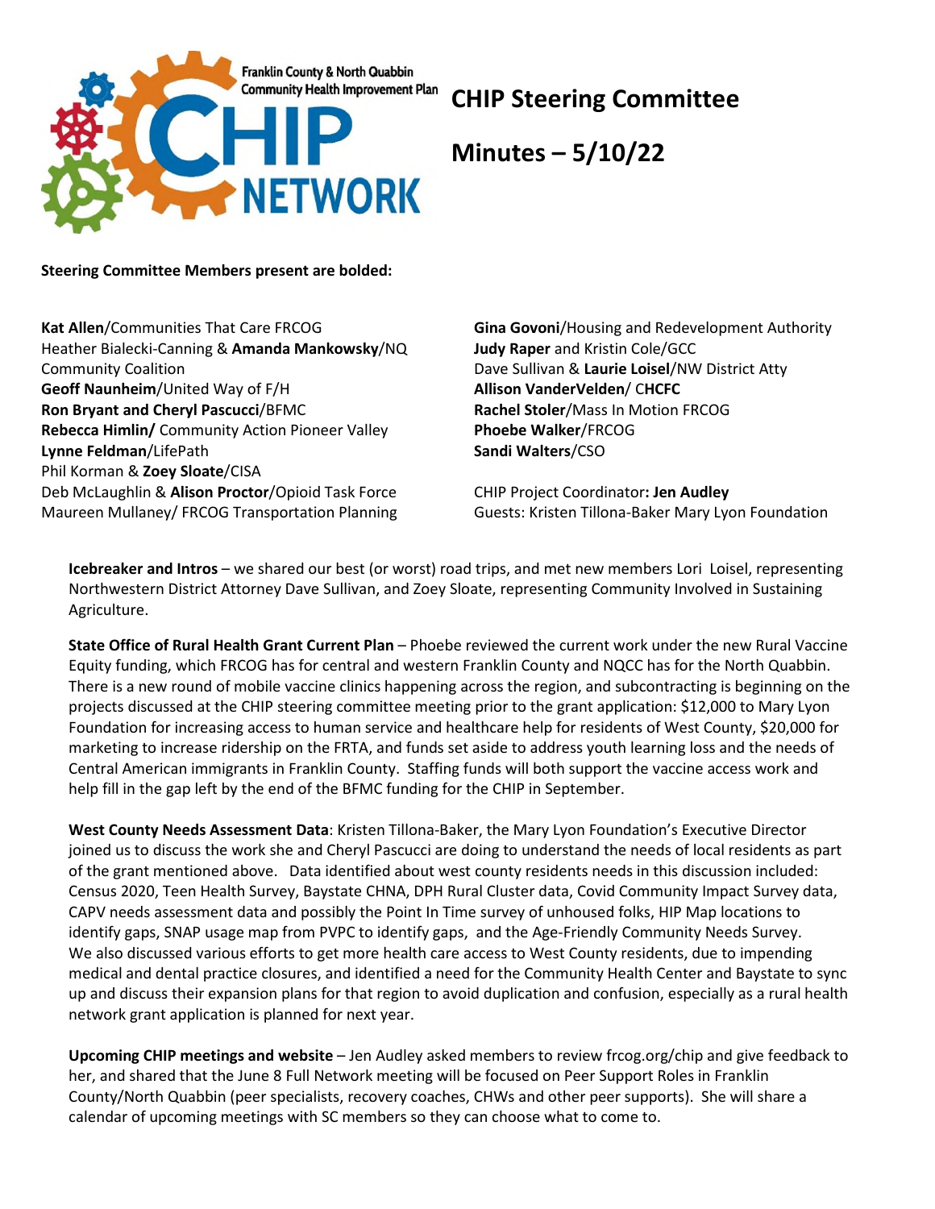Franklin County & North Quabbin Community Health Improvement Plan

CHIP NETWORK

# CHIP Steering Committee

# Minutes – 5/10/22

**Steering Committee Members present are bolded:**

**Kat Allen**/Communities That Care FRCOG
Heather Bialecki-Canning & **Amanda Mankowsky**/NQ Community Coalition
**Geoff Naunheim**/United Way of F/H
**Ron Bryant and Cheryl Pascucci**/BFMC
**Rebecca Himlin/** Community Action Pioneer Valley
**Lynne Feldman**/LifePath
Phil Korman & **Zoey Sloate**/CISA
Deb McLaughlin & **Alison Proctor**/Opioid Task Force
Maureen Mullaney/ FRCOG Transportation Planning

**Gina Govoni**/Housing and Redevelopment Authority
**Judy Raper** and Kristin Cole/GCC
Dave Sullivan & **Laurie Loisel**/NW District Atty
**Allison VanderVelden**/ C**HCFC**
**Rachel Stoler**/Mass In Motion FRCOG
**Phoebe Walker**/FRCOG
**Sandi Walters**/CSO

CHIP Project Coordinator**: Jen Audley**
Guests: Kristen Tillona-Baker Mary Lyon Foundation

**Icebreaker and Intros** – we shared our best (or worst) road trips, and met new members Lori Loisel, representing Northwestern District Attorney Dave Sullivan, and Zoey Sloate, representing Community Involved in Sustaining Agriculture.

**State Office of Rural Health Grant Current Plan** – Phoebe reviewed the current work under the new Rural Vaccine Equity funding, which FRCOG has for central and western Franklin County and NQCC has for the North Quabbin. There is a new round of mobile vaccine clinics happening across the region, and subcontracting is beginning on the projects discussed at the CHIP steering committee meeting prior to the grant application: $12,000 to Mary Lyon Foundation for increasing access to human service and healthcare help for residents of West County, $20,000 for marketing to increase ridership on the FRTA, and funds set aside to address youth learning loss and the needs of Central American immigrants in Franklin County. Staffing funds will both support the vaccine access work and help fill in the gap left by the end of the BFMC funding for the CHIP in September.

**West County Needs Assessment Data**: Kristen Tillona-Baker, the Mary Lyon Foundation's Executive Director joined us to discuss the work she and Cheryl Pascucci are doing to understand the needs of local residents as part of the grant mentioned above. Data identified about west county residents needs in this discussion included: Census 2020, Teen Health Survey, Baystate CHNA, DPH Rural Cluster data, Covid Community Impact Survey data, CAPV needs assessment data and possibly the Point In Time survey of unhoused folks, HIP Map locations to identify gaps, SNAP usage map from PVPC to identify gaps, and the Age-Friendly Community Needs Survey. We also discussed various efforts to get more health care access to West County residents, due to impending medical and dental practice closures, and identified a need for the Community Health Center and Baystate to sync up and discuss their expansion plans for that region to avoid duplication and confusion, especially as a rural health network grant application is planned for next year.

**Upcoming CHIP meetings and website** – Jen Audley asked members to review frcog.org/chip and give feedback to her, and shared that the June 8 Full Network meeting will be focused on Peer Support Roles in Franklin County/North Quabbin (peer specialists, recovery coaches, CHWs and other peer supports). She will share a calendar of upcoming meetings with SC members so they can choose what to come to.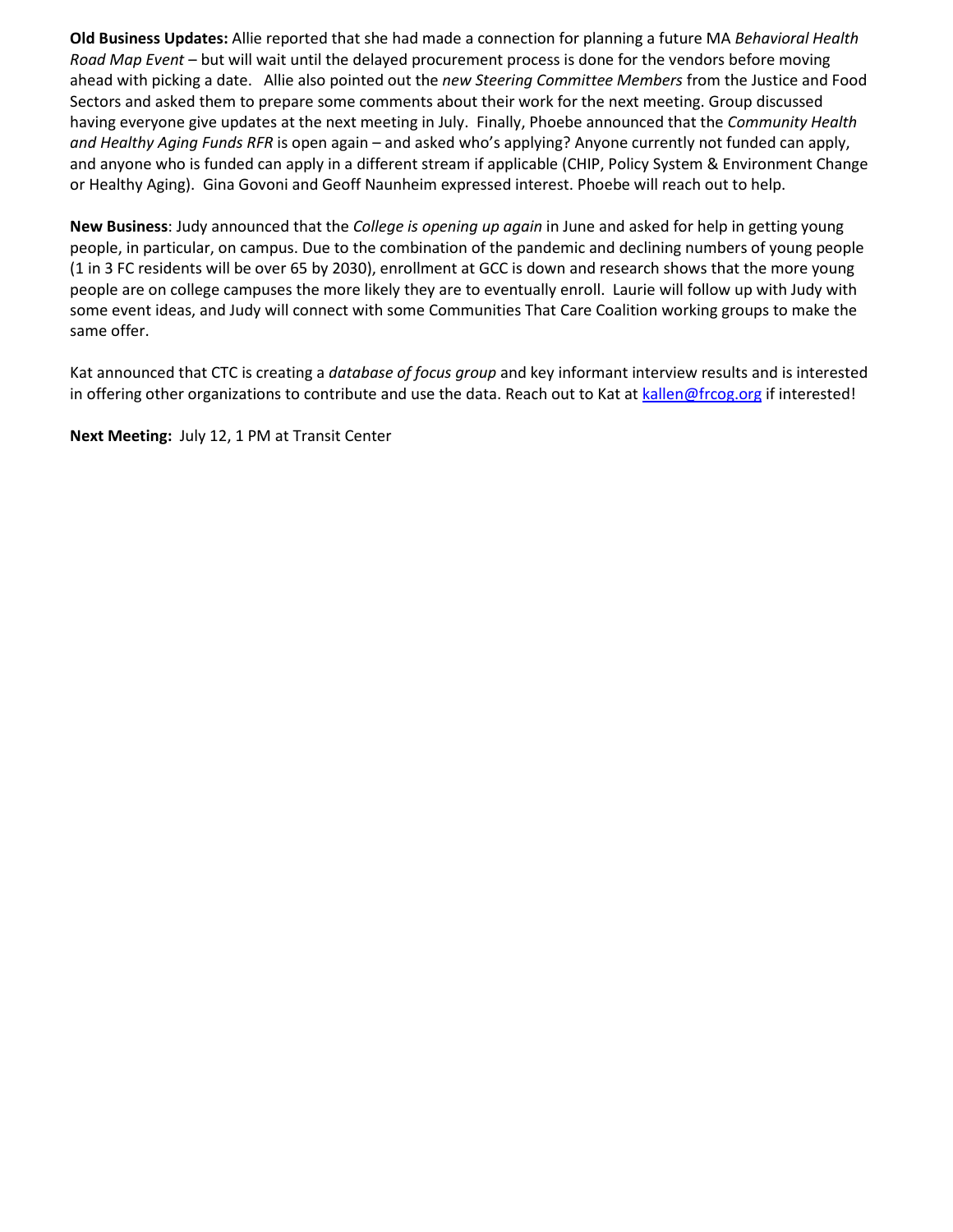**Old Business Updates:** Allie reported that she had made a connection for planning a future MA *Behavioral Health Road Map Event* – but will wait until the delayed procurement process is done for the vendors before moving ahead with picking a date. Allie also pointed out the *new Steering Committee Members* from the Justice and Food Sectors and asked them to prepare some comments about their work for the next meeting. Group discussed having everyone give updates at the next meeting in July. Finally, Phoebe announced that the *Community Health and Healthy Aging Funds RFR* is open again – and asked who's applying? Anyone currently not funded can apply, and anyone who is funded can apply in a different stream if applicable (CHIP, Policy System & Environment Change or Healthy Aging). Gina Govoni and Geoff Naunheim expressed interest. Phoebe will reach out to help.

**New Business**: Judy announced that the *College is opening up again* in June and asked for help in getting young people, in particular, on campus. Due to the combination of the pandemic and declining numbers of young people (1 in 3 FC residents will be over 65 by 2030), enrollment at GCC is down and research shows that the more young people are on college campuses the more likely they are to eventually enroll. Laurie will follow up with Judy with some event ideas, and Judy will connect with some Communities That Care Coalition working groups to make the same offer.

Kat announced that CTC is creating a *database of focus group* and key informant interview results and is interested in offering other organizations to contribute and use the data. Reach out to Kat at [kallen@frcog.org](mailto:kallen@frcog.org) if interested!

**Next Meeting:** July 12, 1 PM at Transit Center